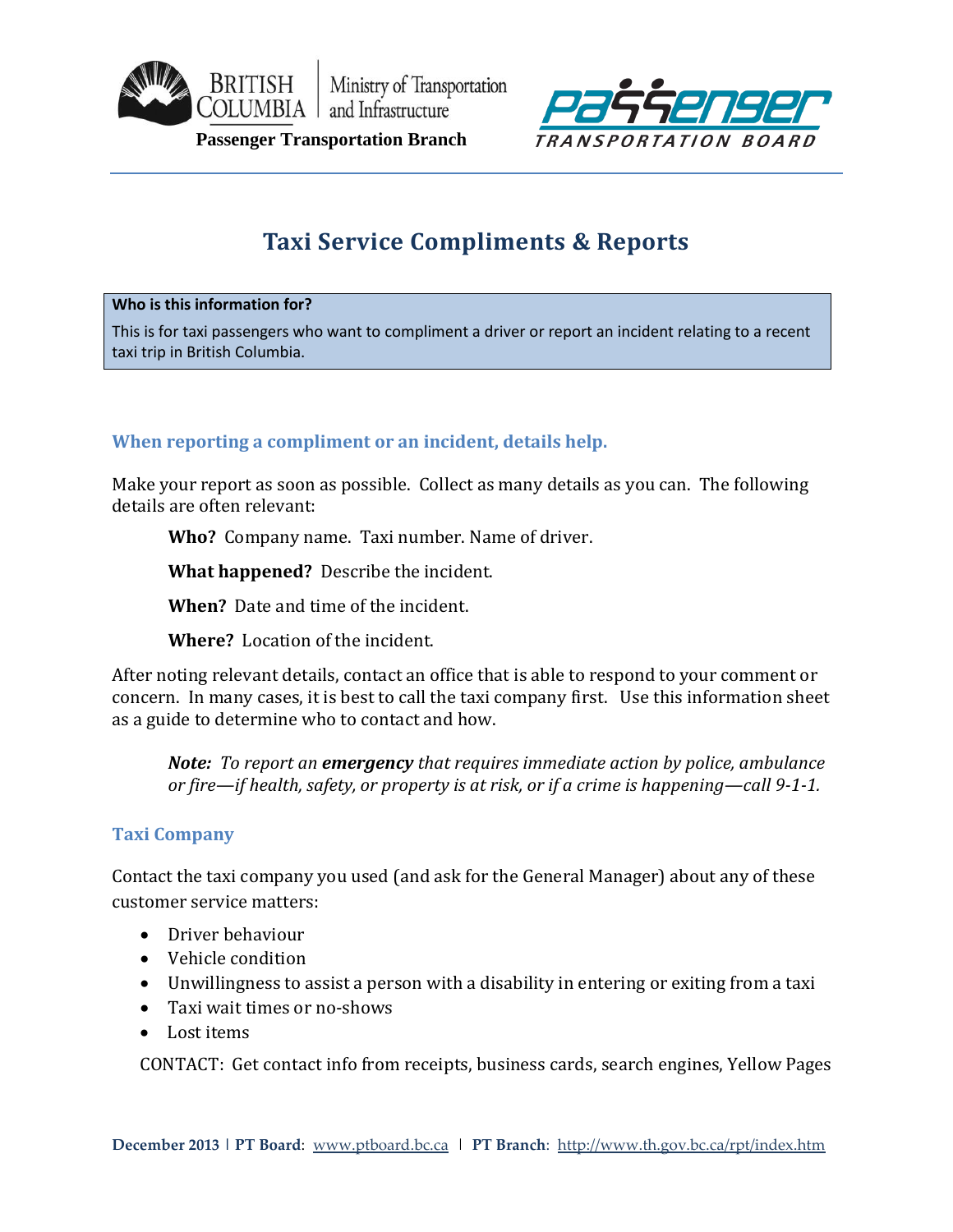British Columbia Ministry of Transportation and Infrastructure

**Passenger Transportation Branch**

Passenger Transportation Board

# Taxi Service Compliments & Reports

**Who is this information for?**

This is for taxi passengers who want to compliment a driver or report an incident relating to a recent taxi trip in British Columbia.

## When reporting a compliment or an incident, details help.

Make your report as soon as possible. Collect as many details as you can. The following details are often relevant:

**Who?** Company name. Taxi number. Name of driver.

**What happened?** Describe the incident.

**When?** Date and time of the incident.

**Where?** Location of the incident.

After noting relevant details, contact an office that is able to respond to your comment or concern. In many cases, it is best to call the taxi company first. Use this information sheet as a guide to determine who to contact and how.

> ***Note:*** *To report an* ***emergency*** *that requires immediate action by police, ambulance or fire—if health, safety, or property is at risk, or if a crime is happening—call 9-1-1.*

## Taxi Company

Contact the taxi company you used (and ask for the General Manager) about any of these customer service matters:

- Driver behaviour
- Vehicle condition
- Unwillingness to assist a person with a disability in entering or exiting from a taxi
- Taxi wait times or no-shows
- Lost items

CONTACT: Get contact info from receipts, business cards, search engines, Yellow Pages

**December 2013** | **PT Board**: www.ptboard.bc.ca | **PT Branch**: http://www.th.gov.bc.ca/rpt/index.htm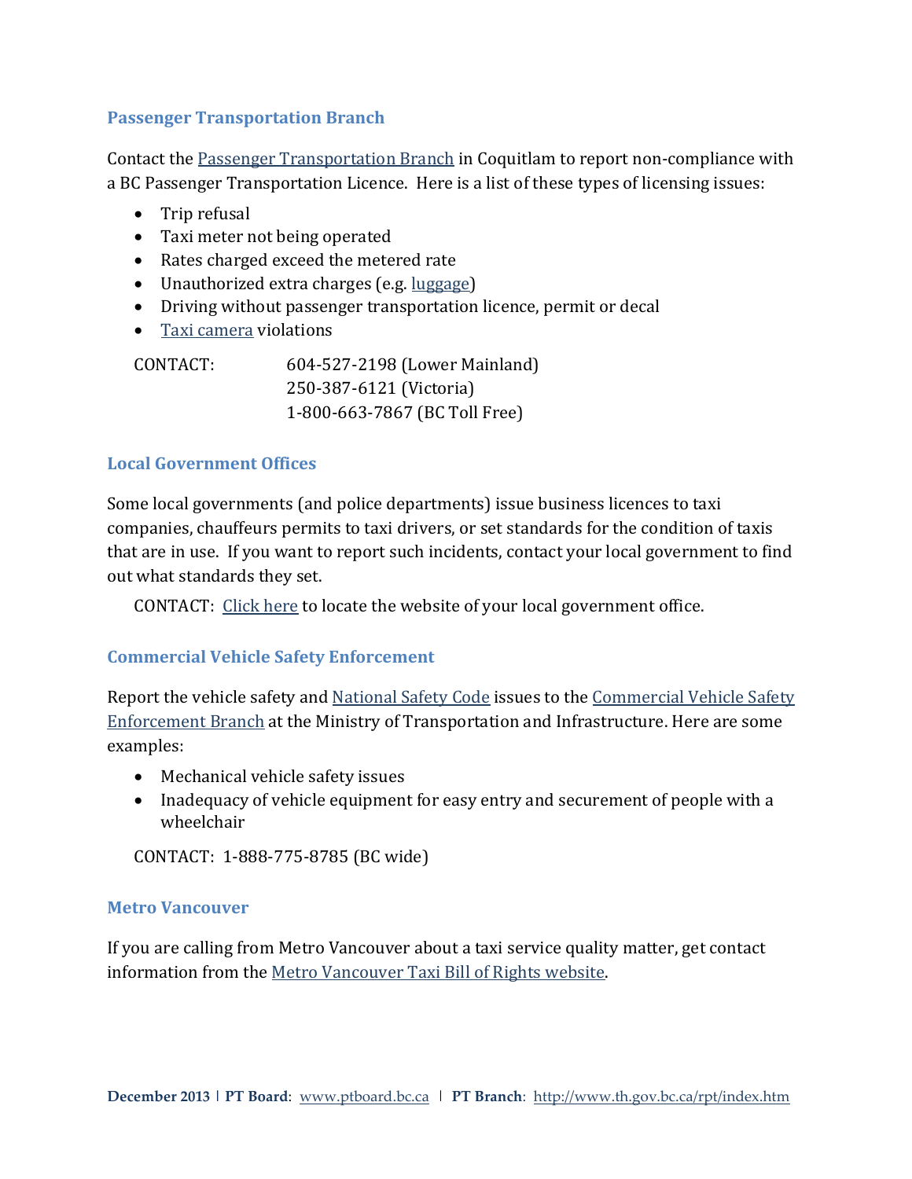### Passenger Transportation Branch

Contact the Passenger Transportation Branch in Coquitlam to report non-compliance with a BC Passenger Transportation Licence. Here is a list of these types of licensing issues:

- Trip refusal
- Taxi meter not being operated
- Rates charged exceed the metered rate
- Unauthorized extra charges (e.g. luggage)
- Driving without passenger transportation licence, permit or decal
- Taxi camera violations

CONTACT: 604-527-2198 (Lower Mainland)
250-387-6121 (Victoria)
1-800-663-7867 (BC Toll Free)

### Local Government Offices

Some local governments (and police departments) issue business licences to taxi companies, chauffeurs permits to taxi drivers, or set standards for the condition of taxis that are in use. If you want to report such incidents, contact your local government to find out what standards they set.

CONTACT: Click here to locate the website of your local government office.

### Commercial Vehicle Safety Enforcement

Report the vehicle safety and National Safety Code issues to the Commercial Vehicle Safety Enforcement Branch at the Ministry of Transportation and Infrastructure. Here are some examples:

- Mechanical vehicle safety issues
- Inadequacy of vehicle equipment for easy entry and securement of people with a wheelchair

CONTACT: 1-888-775-8785 (BC wide)

### Metro Vancouver

If you are calling from Metro Vancouver about a taxi service quality matter, get contact information from the Metro Vancouver Taxi Bill of Rights website.